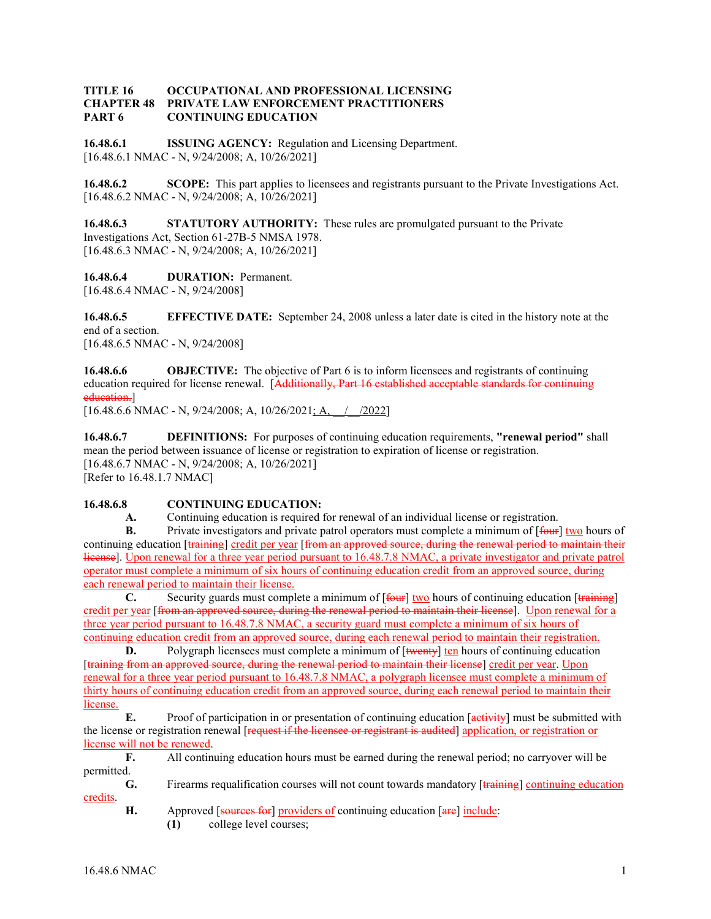**TITLE 16 OCCUPATIONAL AND PROFESSIONAL LICENSING**
**CHAPTER 48 PRIVATE LAW ENFORCEMENT PRACTITIONERS**
**PART 6 CONTINUING EDUCATION**

**16.48.6.1 ISSUING AGENCY:** Regulation and Licensing Department.
[16.48.6.1 NMAC - N, 9/24/2008; A, 10/26/2021]

**16.48.6.2 SCOPE:** This part applies to licensees and registrants pursuant to the Private Investigations Act.
[16.48.6.2 NMAC - N, 9/24/2008; A, 10/26/2021]

**16.48.6.3 STATUTORY AUTHORITY:** These rules are promulgated pursuant to the Private Investigations Act, Section 61-27B-5 NMSA 1978.
[16.48.6.3 NMAC - N, 9/24/2008; A, 10/26/2021]

**16.48.6.4 DURATION:** Permanent.
[16.48.6.4 NMAC - N, 9/24/2008]

**16.48.6.5 EFFECTIVE DATE:** September 24, 2008 unless a later date is cited in the history note at the end of a section.
[16.48.6.5 NMAC - N, 9/24/2008]

**16.48.6.6 OBJECTIVE:** The objective of Part 6 is to inform licensees and registrants of continuing education required for license renewal. [~~Additionally, Part 16 established acceptable standards for continuing education.~~]
[16.48.6.6 NMAC - N, 9/24/2008; A, 10/26/2021; A, __/__/2022]

**16.48.6.7 DEFINITIONS:** For purposes of continuing education requirements, **"renewal period"** shall mean the period between issuance of license or registration to expiration of license or registration.
[16.48.6.7 NMAC - N, 9/24/2008; A, 10/26/2021]
[Refer to 16.48.1.7 NMAC]

**16.48.6.8 CONTINUING EDUCATION:**

**A.** Continuing education is required for renewal of an individual license or registration.

**B.** Private investigators and private patrol operators must complete a minimum of [~~four~~] two hours of continuing education [~~training~~] credit per year [~~from an approved source, during the renewal period to maintain their license~~]. Upon renewal for a three year period pursuant to 16.48.7.8 NMAC, a private investigator and private patrol operator must complete a minimum of six hours of continuing education credit from an approved source, during each renewal period to maintain their license.

**C.** Security guards must complete a minimum of [~~four~~] two hours of continuing education [~~training~~] credit per year [~~from an approved source, during the renewal period to maintain their license~~]. Upon renewal for a three year period pursuant to 16.48.7.8 NMAC, a security guard must complete a minimum of six hours of continuing education credit from an approved source, during each renewal period to maintain their registration.

**D.** Polygraph licensees must complete a minimum of [~~twenty~~] ten hours of continuing education [~~training from an approved source, during the renewal period to maintain their license~~] credit per year. Upon renewal for a three year period pursuant to 16.48.7.8 NMAC, a polygraph licensee must complete a minimum of thirty hours of continuing education credit from an approved source, during each renewal period to maintain their license.

**E.** Proof of participation in or presentation of continuing education [~~activity~~] must be submitted with the license or registration renewal [~~request if the licensee or registrant is audited~~] application, or registration or license will not be renewed.

**F.** All continuing education hours must be earned during the renewal period; no carryover will be permitted.

**G.** Firearms requalification courses will not count towards mandatory [~~training~~] continuing education credits.

**H.** Approved [~~sources for~~] providers of continuing education [~~are~~] include:

**(1)** college level courses;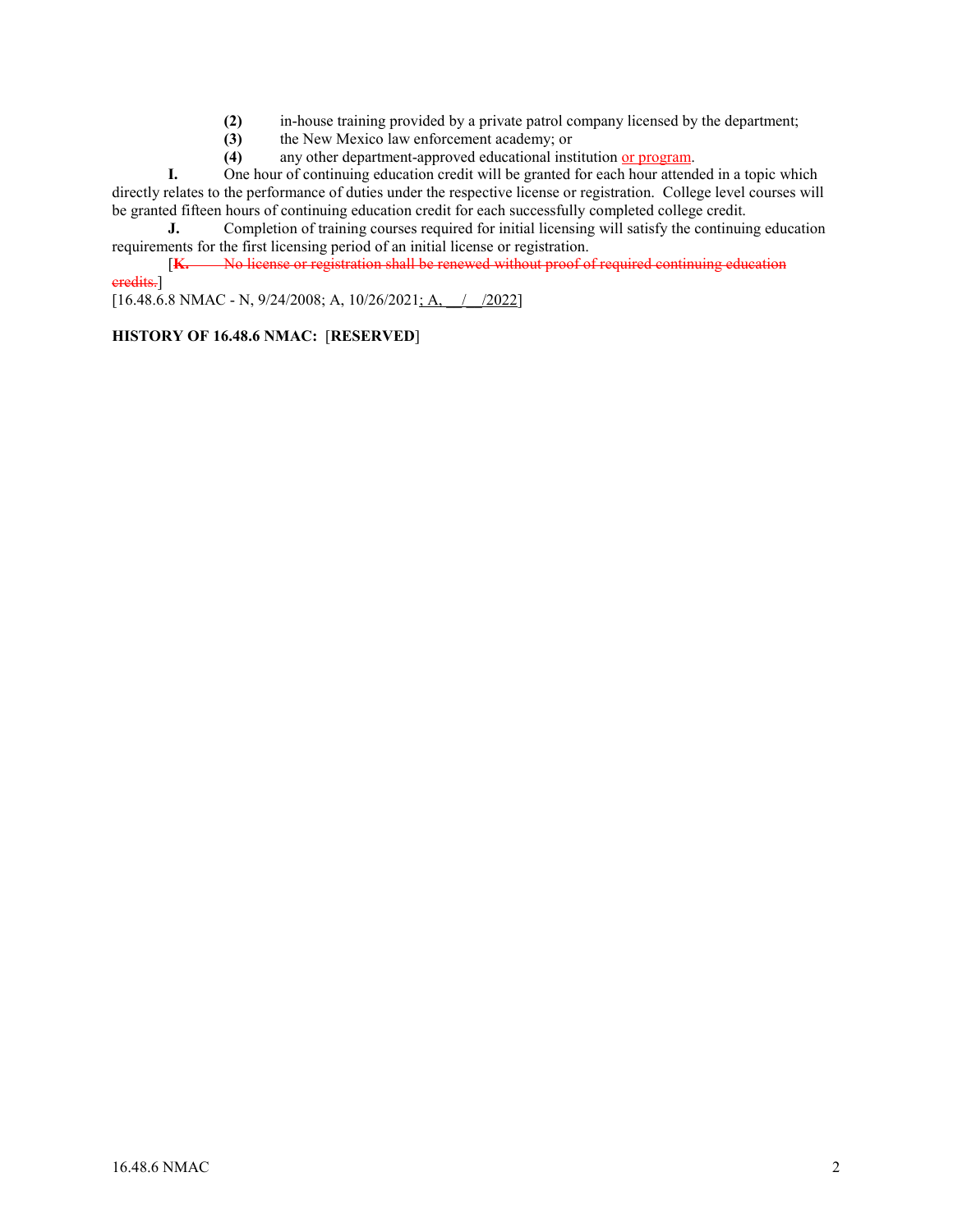**(2)** in-house training provided by a private patrol company licensed by the department;

**(3)** the New Mexico law enforcement academy; or

**(4)** any other department-approved educational institution <u>or program</u>.

**I.** One hour of continuing education credit will be granted for each hour attended in a topic which directly relates to the performance of duties under the respective license or registration. College level courses will be granted fifteen hours of continuing education credit for each successfully completed college credit.

**J.** Completion of training courses required for initial licensing will satisfy the continuing education requirements for the first licensing period of an initial license or registration.

[~~**K.** No license or registration shall be renewed without proof of required continuing education credits.~~]

[16.48.6.8 NMAC - N, 9/24/2008; A, 10/26/2021<u>; A, \_\_/\_\_/2022</u>]

**HISTORY OF 16.48.6 NMAC:** [**RESERVED**]